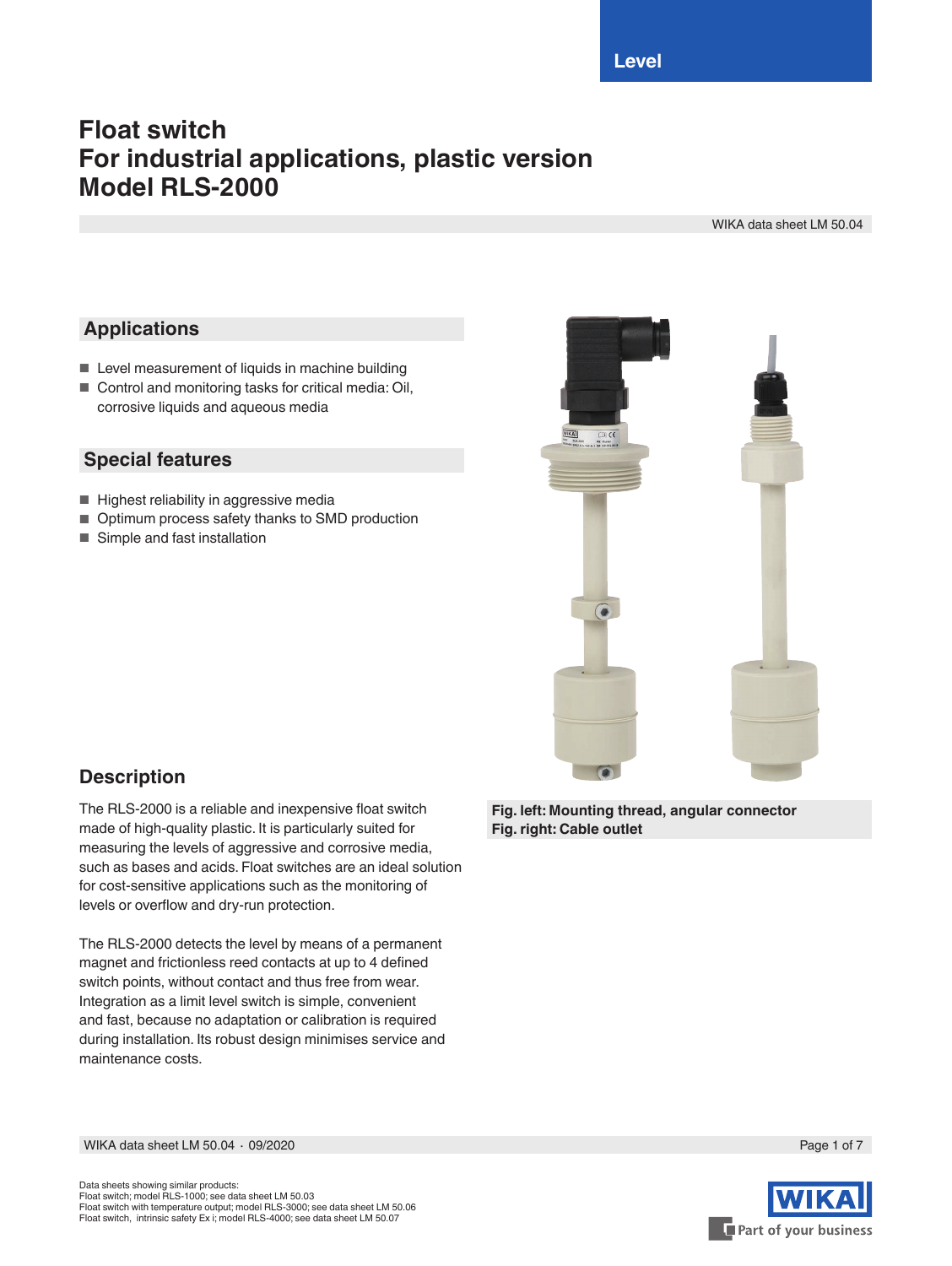# Float switch
# For industrial applications, plastic version
# Model RLS-2000

WIKA data sheet LM 50.04

## Applications

- Level measurement of liquids in machine building
- Control and monitoring tasks for critical media: Oil, corrosive liquids and aqueous media

## Special features

- Highest reliability in aggressive media
- Optimum process safety thanks to SMD production
- Simple and fast installation

**Fig. left: Mounting thread, angular connector**
**Fig. right: Cable outlet**

## Description

The RLS-2000 is a reliable and inexpensive float switch made of high-quality plastic. It is particularly suited for measuring the levels of aggressive and corrosive media, such as bases and acids. Float switches are an ideal solution for cost-sensitive applications such as the monitoring of levels or overflow and dry-run protection.

The RLS-2000 detects the level by means of a permanent magnet and frictionless reed contacts at up to 4 defined switch points, without contact and thus free from wear. Integration as a limit level switch is simple, convenient and fast, because no adaptation or calibration is required during installation. Its robust design minimises service and maintenance costs.

Data sheets showing similar products:
Float switch; model RLS-1000; see data sheet LM 50.03
Float switch with temperature output; model RLS-3000; see data sheet LM 50.06
Float switch, intrinsic safety Ex i; model RLS-4000; see data sheet LM 50.07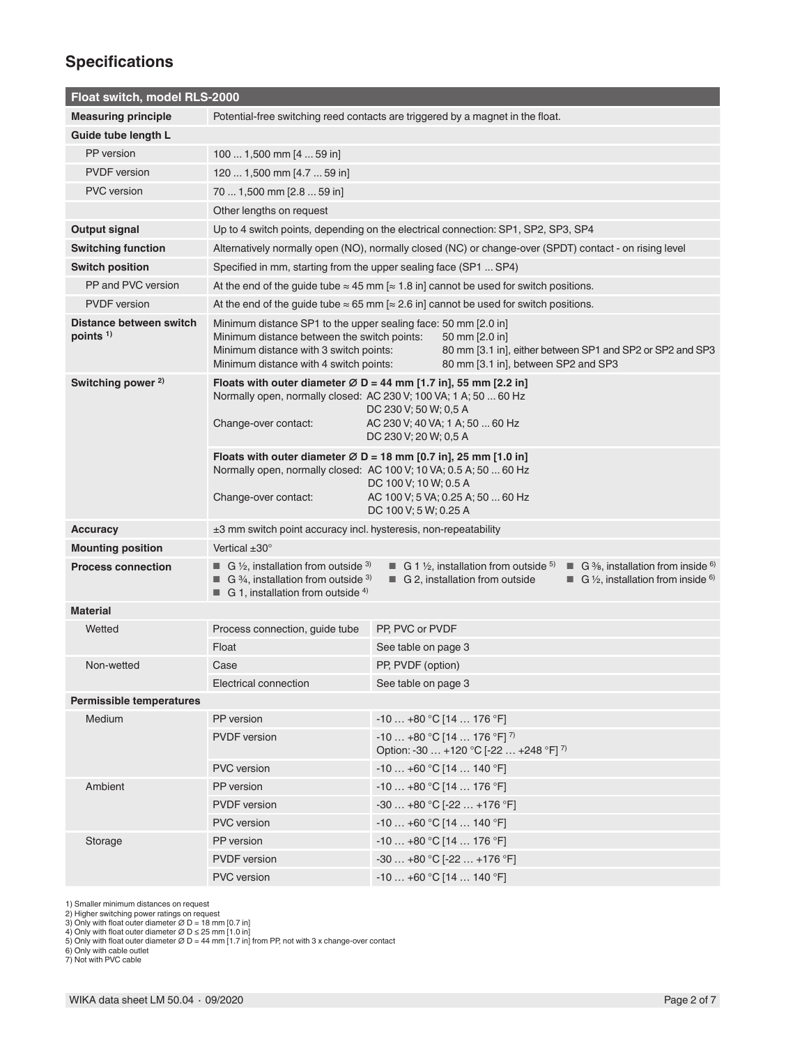## Specifications

| Float switch, model RLS-2000 | | |
|---|---|---|
| **Measuring principle** | Potential-free switching reed contacts are triggered by a magnet in the float. | |
| **Guide tube length L** | | |
| PP version | 100 ... 1,500 mm [4 ... 59 in] | |
| PVDF version | 120 ... 1,500 mm [4.7 ... 59 in] | |
| PVC version | 70 ... 1,500 mm [2.8 ... 59 in] | |
| | Other lengths on request | |
| **Output signal** | Up to 4 switch points, depending on the electrical connection: SP1, SP2, SP3, SP4 | |
| **Switching function** | Alternatively normally open (NO), normally closed (NC) or change-over (SPDT) contact - on rising level | |
| **Switch position** | Specified in mm, starting from the upper sealing face (SP1 ... SP4) | |
| PP and PVC version | At the end of the guide tube ≈ 45 mm [≈ 1.8 in] cannot be used for switch positions. | |
| PVDF version | At the end of the guide tube ≈ 65 mm [≈ 2.6 in] cannot be used for switch positions. | |
| **Distance between switch points** [1] | Minimum distance SP1 to the upper sealing face: 50 mm [2.0 in]<br>Minimum distance between the switch points: 50 mm [2.0 in]<br>Minimum distance with 3 switch points: 80 mm [3.1 in], either between SP1 and SP2 or SP2 and SP3<br>Minimum distance with 4 switch points: 80 mm [3.1 in], between SP2 and SP3 | |
| **Switching power** [2] | **Floats with outer diameter Ø D = 44 mm [1.7 in], 55 mm [2.2 in]**<br>Normally open, normally closed: AC 230 V; 100 VA; 1 A; 50 ... 60 Hz<br>DC 230 V; 50 W; 0,5 A<br>Change-over contact: AC 230 V; 40 VA; 1 A; 50 ... 60 Hz<br>DC 230 V; 20 W; 0,5 A | |
| | **Floats with outer diameter Ø D = 18 mm [0.7 in], 25 mm [1.0 in]**<br>Normally open, normally closed: AC 100 V; 10 VA; 0.5 A; 50 ... 60 Hz<br>DC 100 V; 10 W; 0.5 A<br>Change-over contact: AC 100 V; 5 VA; 0.25 A; 50 ... 60 Hz<br>DC 100 V; 5 W; 0.25 A | |
| **Accuracy** | ±3 mm switch point accuracy incl. hysteresis, non-repeatability | |
| **Mounting position** | Vertical ±30° | |
| **Process connection** | ■ G ½, installation from outside [3]<br>■ G ¾, installation from outside [3]<br>■ G 1, installation from outside [4]<br>■ G 1 ½, installation from outside [5]<br>■ G 2, installation from outside<br>■ G ⅜, installation from inside [6]<br>■ G ½, installation from inside [6] | |
| **Material** | | |
| Wetted | Process connection, guide tube | PP, PVC or PVDF |
| | Float | See table on page 3 |
| Non-wetted | Case | PP, PVDF (option) |
| | Electrical connection | See table on page 3 |
| **Permissible temperatures** | | |
| Medium | PP version | -10 … +80 °C [14 … 176 °F] |
| | PVDF version | -10 … +80 °C [14 … 176 °F] [7]<br>Option: -30 … +120 °C [-22 … +248 °F] [7] |
| | PVC version | -10 … +60 °C [14 … 140 °F] |
| Ambient | PP version | -10 … +80 °C [14 … 176 °F] |
| | PVDF version | -30 … +80 °C [-22 … +176 °F] |
| | PVC version | -10 … +60 °C [14 … 140 °F] |
| Storage | PP version | -10 … +80 °C [14 … 176 °F] |
| | PVDF version | -30 … +80 °C [-22 … +176 °F] |
| | PVC version | -10 … +60 °C [14 … 140 °F] |

1) Smaller minimum distances on request
2) Higher switching power ratings on request
3) Only with float outer diameter Ø D = 18 mm [0.7 in]
4) Only with float outer diameter Ø D ≤ 25 mm [1.0 in]
5) Only with float outer diameter Ø D = 44 mm [1.7 in] from PP, not with 3 x change-over contact
6) Only with cable outlet
7) Not with PVC cable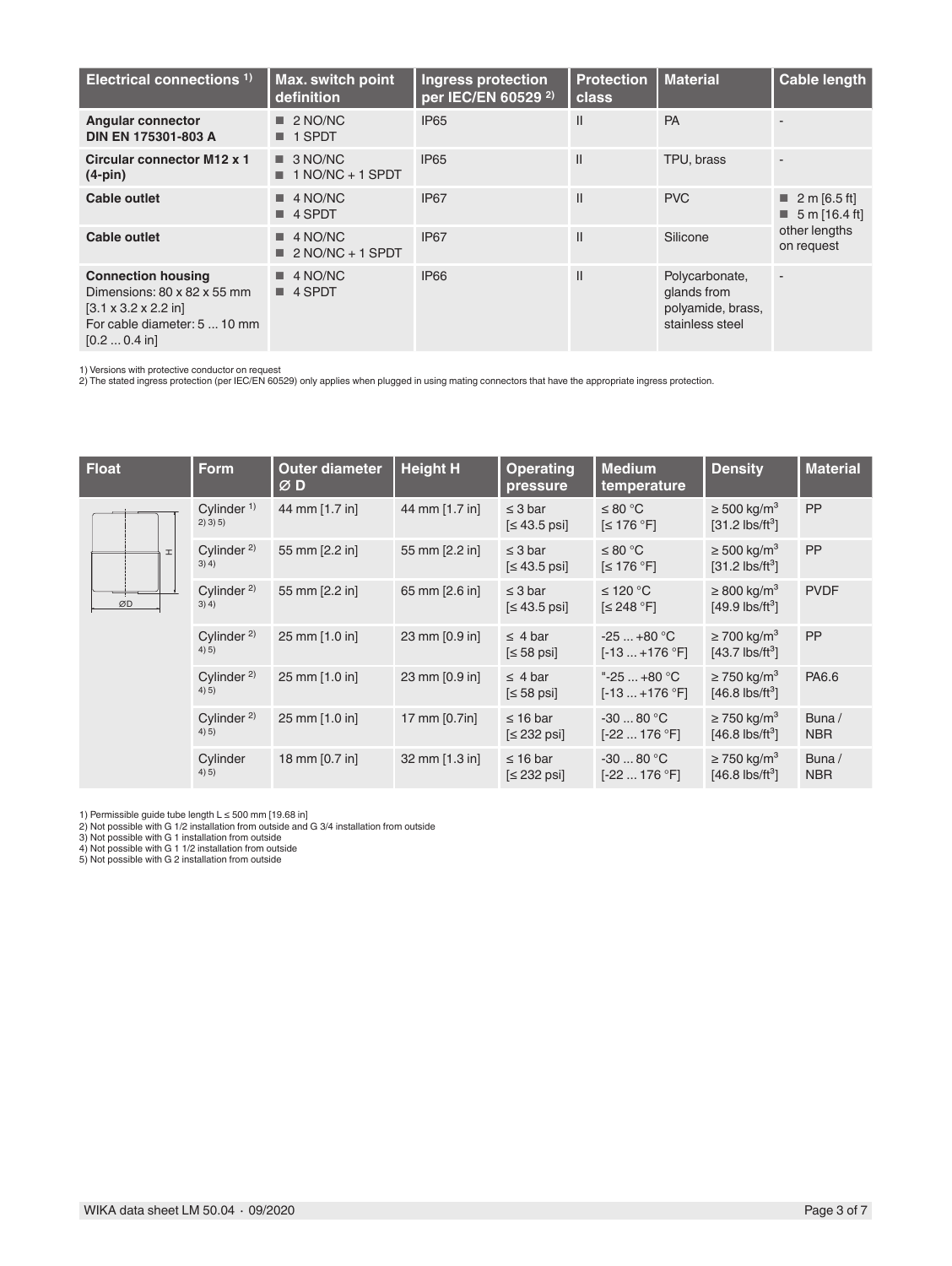| Electrical connections [1] | Max. switch point definition | Ingress protection per IEC/EN 60529 [2] | Protection class | Material | Cable length |
|---|---|---|---|---|---|
| **Angular connector DIN EN 175301-803 A** | ■ 2 NO/NC<br>■ 1 SPDT | IP65 | II | PA | - |
| **Circular connector M12 x 1 (4-pin)** | ■ 3 NO/NC<br>■ 1 NO/NC + 1 SPDT | IP65 | II | TPU, brass | - |
| **Cable outlet** | ■ 4 NO/NC<br>■ 4 SPDT | IP67 | II | PVC | ■ 2 m [6.5 ft]<br>■ 5 m [16.4 ft]<br>other lengths on request |
| **Cable outlet** | ■ 4 NO/NC<br>■ 2 NO/NC + 1 SPDT | IP67 | II | Silicone | |
| **Connection housing**<br>Dimensions: 80 x 82 x 55 mm [3.1 x 3.2 x 2.2 in]<br>For cable diameter: 5 ... 10 mm [0.2 ... 0.4 in] | ■ 4 NO/NC<br>■ 4 SPDT | IP66 | II | Polycarbonate, glands from polyamide, brass, stainless steel | - |

1) Versions with protective conductor on request
2) The stated ingress protection (per IEC/EN 60529) only applies when plugged in using mating connectors that have the appropriate ingress protection.

| Float | Form | Outer diameter Ø D | Height H | Operating pressure | Medium temperature | Density | Material |
|---|---|---|---|---|---|---|---|
| | Cylinder [1) 2) 3) 5)] | 44 mm [1.7 in] | 44 mm [1.7 in] | ≤ 3 bar [≤ 43.5 psi] | ≤ 80 °C [≤ 176 °F] | ≥ 500 kg/m³ [31.2 lbs/ft³] | PP |
| | Cylinder [2) 3) 4)] | 55 mm [2.2 in] | 55 mm [2.2 in] | ≤ 3 bar [≤ 43.5 psi] | ≤ 80 °C [≤ 176 °F] | ≥ 500 kg/m³ [31.2 lbs/ft³] | PP |
| | Cylinder [2) 3) 4)] | 55 mm [2.2 in] | 65 mm [2.6 in] | ≤ 3 bar [≤ 43.5 psi] | ≤ 120 °C [≤ 248 °F] | ≥ 800 kg/m³ [49.9 lbs/ft³] | PVDF |
| | Cylinder [2) 4) 5)] | 25 mm [1.0 in] | 23 mm [0.9 in] | ≤ 4 bar [≤ 58 psi] | -25 ... +80 °C [-13 ... +176 °F] | ≥ 700 kg/m³ [43.7 lbs/ft³] | PP |
| | Cylinder [2) 4) 5)] | 25 mm [1.0 in] | 23 mm [0.9 in] | ≤ 4 bar [≤ 58 psi] | "-25 ... +80 °C [-13 ... +176 °F] | ≥ 750 kg/m³ [46.8 lbs/ft³] | PA6.6 |
| | Cylinder [2) 4) 5)] | 25 mm [1.0 in] | 17 mm [0.7in] | ≤ 16 bar [≤ 232 psi] | -30 ... 80 °C [-22 ... 176 °F] | ≥ 750 kg/m³ [46.8 lbs/ft³] | Buna / NBR |
| | Cylinder [4) 5)] | 18 mm [0.7 in] | 32 mm [1.3 in] | ≤ 16 bar [≤ 232 psi] | -30 ... 80 °C [-22 ... 176 °F] | ≥ 750 kg/m³ [46.8 lbs/ft³] | Buna / NBR |

1) Permissible guide tube length L ≤ 500 mm [19.68 in]
2) Not possible with G 1/2 installation from outside and G 3/4 installation from outside
3) Not possible with G 1 installation from outside
4) Not possible with G 1 1/2 installation from outside
5) Not possible with G 2 installation from outside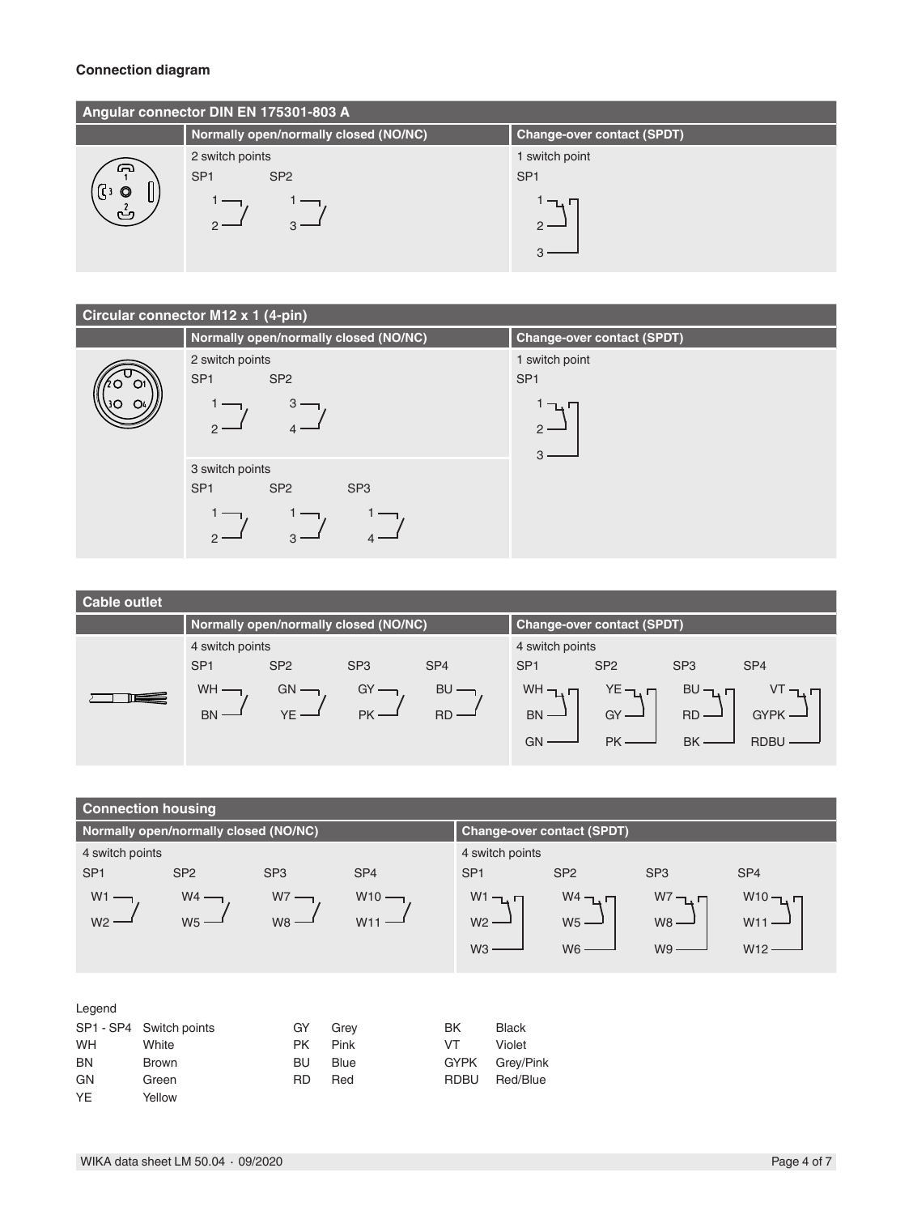## Connection diagram

| Angular connector DIN EN 175301-803 A | | |
|---|---|---|
| | **Normally open/normally closed (NO/NC)** | **Change-over contact (SPDT)** |
| | 2 switch points | 1 switch point |
| | SP1: 1, 2 — SP2: 1, 3 | SP1: 1, 2, 3 |

| Circular connector M12 x 1 (4-pin) | | |
|---|---|---|
| | **Normally open/normally closed (NO/NC)** | **Change-over contact (SPDT)** |
| | 2 switch points<br>SP1: 1, 2 — SP2: 3, 4 | 1 switch point<br>SP1: 1, 2, 3 |
| | 3 switch points<br>SP1: 1, 2 — SP2: 1, 3 — SP3: 1, 4 | |

| Cable outlet | | |
|---|---|---|
| | **Normally open/normally closed (NO/NC)** | **Change-over contact (SPDT)** |
| | 4 switch points | 4 switch points |
| | SP1: WH, BN | SP1: WH, BN, GN |
| | SP2: GN, YE | SP2: YE, GY, PK |
| | SP3: GY, PK | SP3: BU, RD, BK |
| | SP4: BU, RD | SP4: VT, GYPK, RDBU |

| Connection housing | |
|---|---|
| **Normally open/normally closed (NO/NC)** | **Change-over contact (SPDT)** |
| 4 switch points | 4 switch points |
| SP1: W1, W2 | SP1: W1, W2, W3 |
| SP2: W4, W5 | SP2: W4, W5, W6 |
| SP3: W7, W8 | SP3: W7, W8, W9 |
| SP4: W10, W11 | SP4: W10, W11, W12 |

Legend

| | | | | | |
|---|---|---|---|---|---|
| SP1 - SP4 | Switch points | GY | Grey | BK | Black |
| WH | White | PK | Pink | VT | Violet |
| BN | Brown | BU | Blue | GYPK | Grey/Pink |
| GN | Green | RD | Red | RDBU | Red/Blue |
| YE | Yellow | | | | |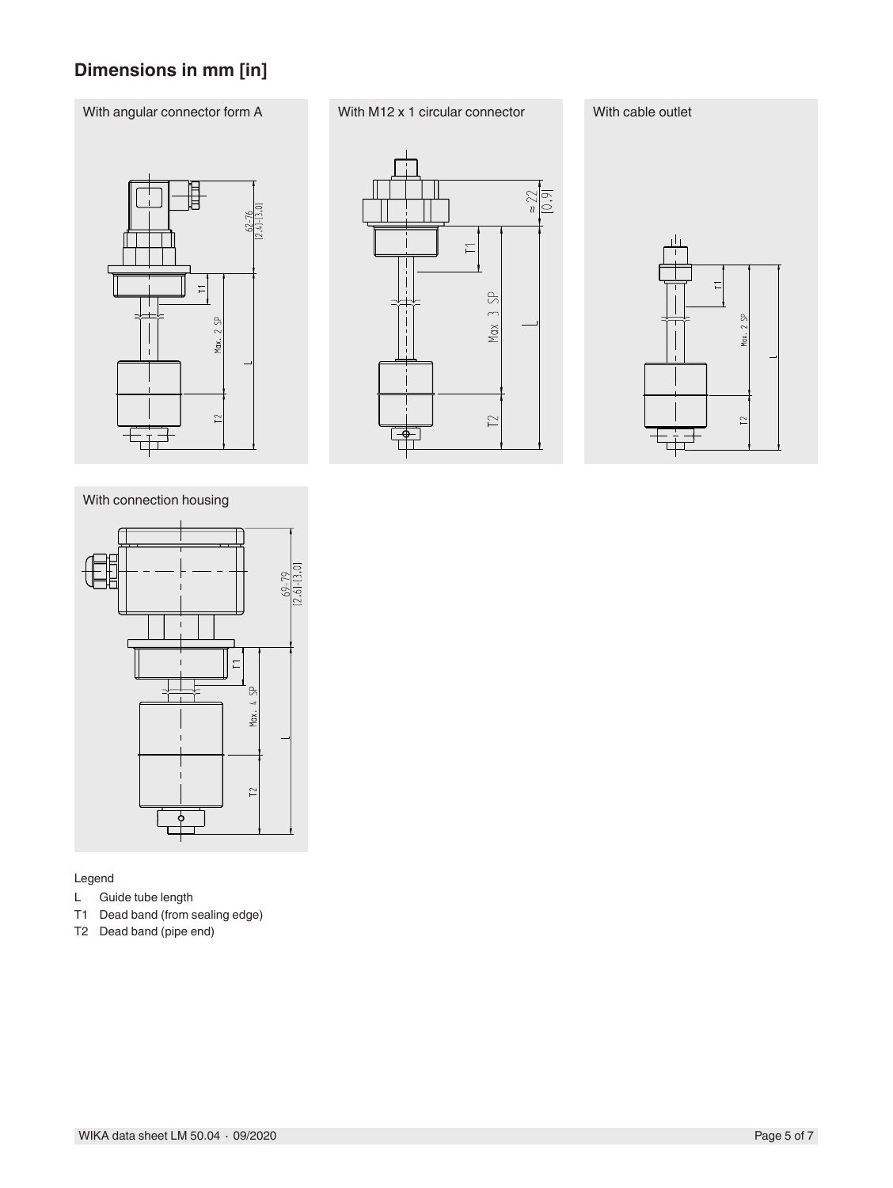## Dimensions in mm [in]

With angular connector form A

With M12 x 1 circular connector

With cable outlet

With connection housing

Legend

- L Guide tube length
- T1 Dead band (from sealing edge)
- T2 Dead band (pipe end)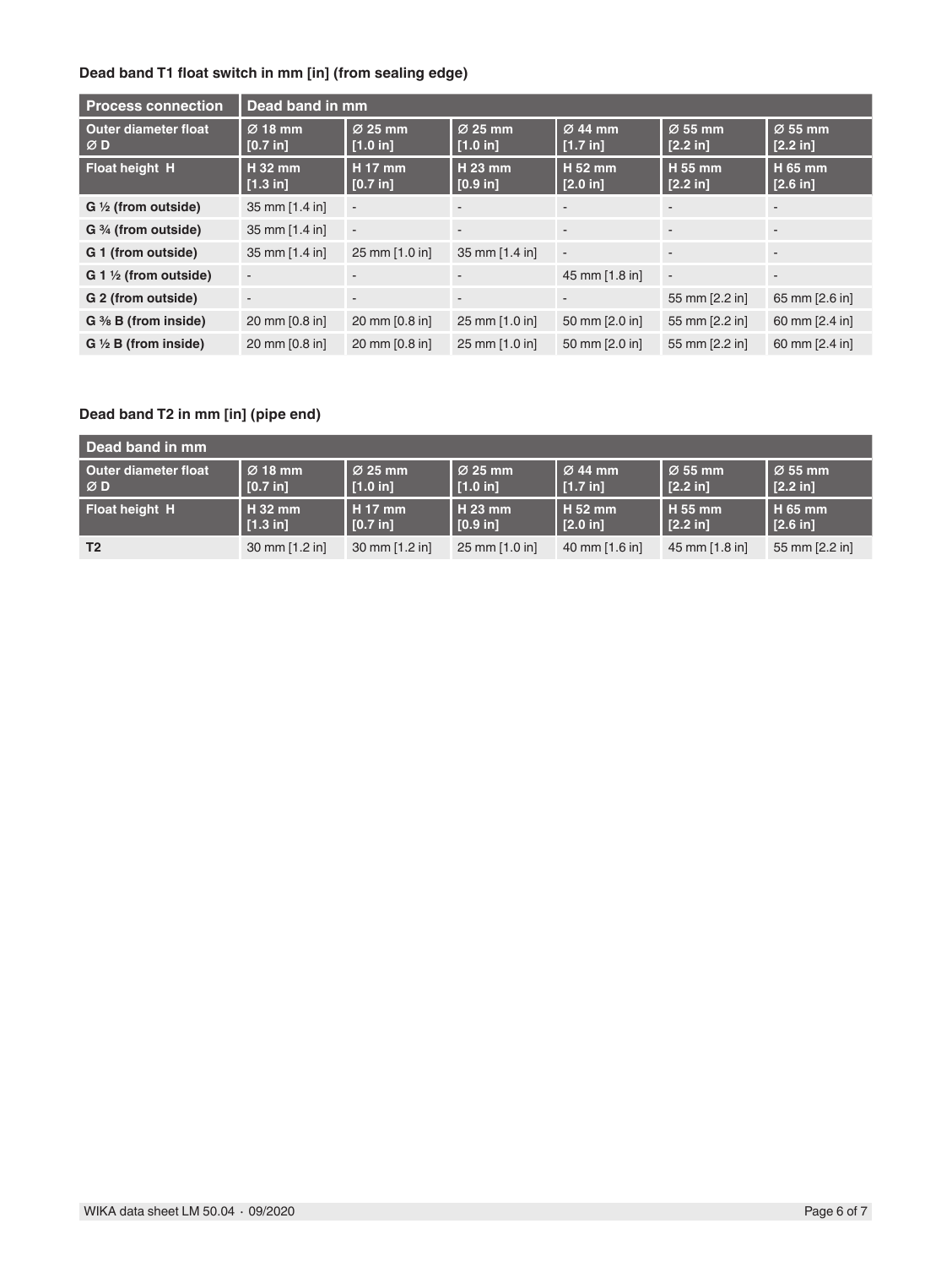**Dead band T1 float switch in mm [in] (from sealing edge)**

| Process connection | Dead band in mm | | | | | |
|---|---|---|---|---|---|---|
| **Outer diameter float Ø D** | **Ø 18 mm [0.7 in]** | **Ø 25 mm [1.0 in]** | **Ø 25 mm [1.0 in]** | **Ø 44 mm [1.7 in]** | **Ø 55 mm [2.2 in]** | **Ø 55 mm [2.2 in]** |
| **Float height H** | **H 32 mm [1.3 in]** | **H 17 mm [0.7 in]** | **H 23 mm [0.9 in]** | **H 52 mm [2.0 in]** | **H 55 mm [2.2 in]** | **H 65 mm [2.6 in]** |
| **G ½ (from outside)** | 35 mm [1.4 in] | - | - | - | - | - |
| **G ¾ (from outside)** | 35 mm [1.4 in] | - | - | - | - | - |
| **G 1 (from outside)** | 35 mm [1.4 in] | 25 mm [1.0 in] | 35 mm [1.4 in] | - | - | - |
| **G 1 ½ (from outside)** | - | - | - | 45 mm [1.8 in] | - | - |
| **G 2 (from outside)** | - | - | - | - | 55 mm [2.2 in] | 65 mm [2.6 in] |
| **G ⅜ B (from inside)** | 20 mm [0.8 in] | 20 mm [0.8 in] | 25 mm [1.0 in] | 50 mm [2.0 in] | 55 mm [2.2 in] | 60 mm [2.4 in] |
| **G ½ B (from inside)** | 20 mm [0.8 in] | 20 mm [0.8 in] | 25 mm [1.0 in] | 50 mm [2.0 in] | 55 mm [2.2 in] | 60 mm [2.4 in] |

**Dead band T2 in mm [in] (pipe end)**

| Dead band in mm | | | | | | |
|---|---|---|---|---|---|---|
| **Outer diameter float Ø D** | **Ø 18 mm [0.7 in]** | **Ø 25 mm [1.0 in]** | **Ø 25 mm [1.0 in]** | **Ø 44 mm [1.7 in]** | **Ø 55 mm [2.2 in]** | **Ø 55 mm [2.2 in]** |
| **Float height H** | **H 32 mm [1.3 in]** | **H 17 mm [0.7 in]** | **H 23 mm [0.9 in]** | **H 52 mm [2.0 in]** | **H 55 mm [2.2 in]** | **H 65 mm [2.6 in]** |
| **T2** | 30 mm [1.2 in] | 30 mm [1.2 in] | 25 mm [1.0 in] | 40 mm [1.6 in] | 45 mm [1.8 in] | 55 mm [2.2 in] |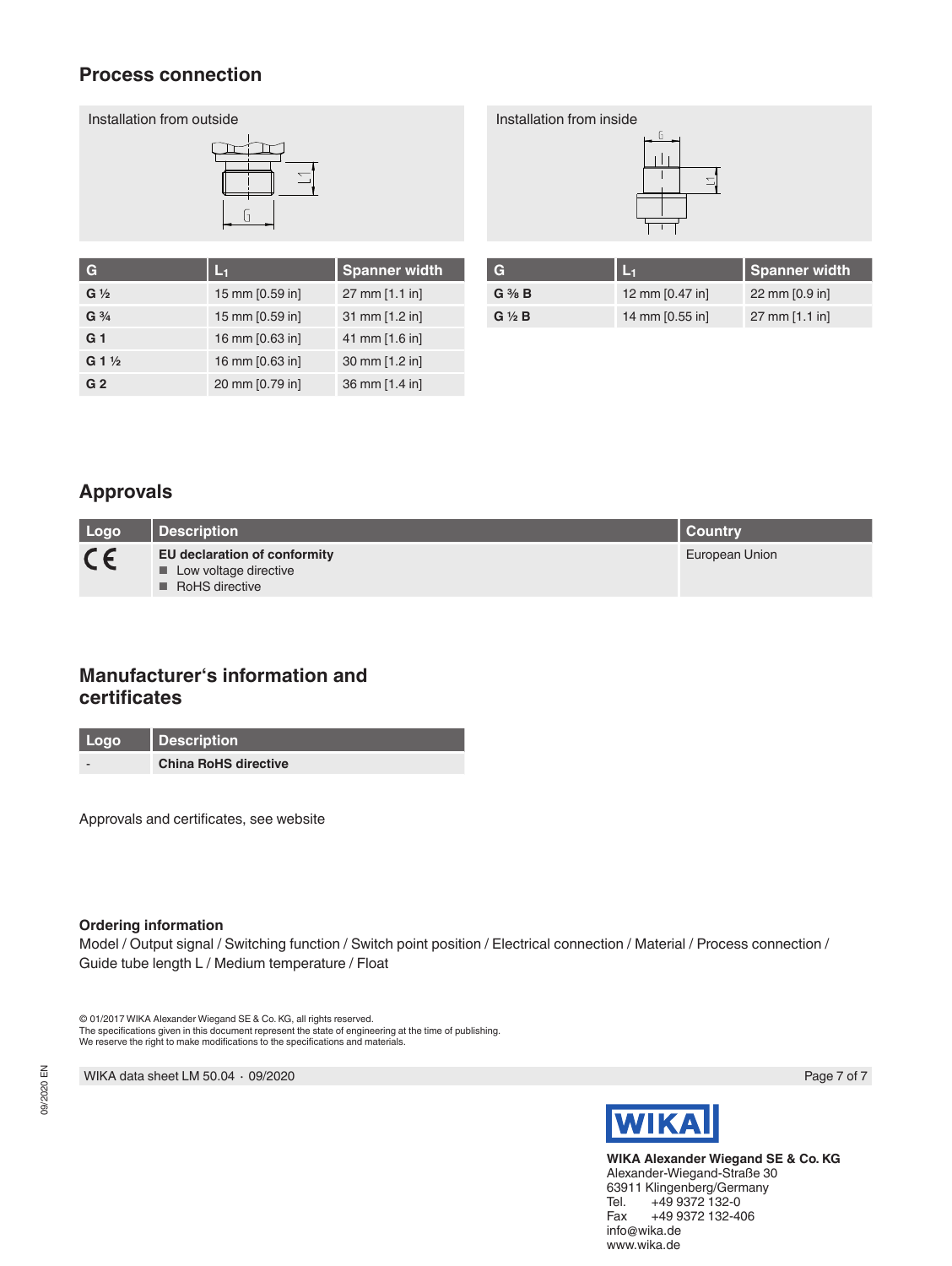## Process connection

Installation from outside

| G | $L_1$ | Spanner width |
|---|---|---|
| **G ½** | 15 mm [0.59 in] | 27 mm [1.1 in] |
| **G ¾** | 15 mm [0.59 in] | 31 mm [1.2 in] |
| **G 1** | 16 mm [0.63 in] | 41 mm [1.6 in] |
| **G 1 ½** | 16 mm [0.63 in] | 30 mm [1.2 in] |
| **G 2** | 20 mm [0.79 in] | 36 mm [1.4 in] |

Installation from inside

| G | $L_1$ | Spanner width |
|---|---|---|
| **G ⅜ B** | 12 mm [0.47 in] | 22 mm [0.9 in] |
| **G ½ B** | 14 mm [0.55 in] | 27 mm [1.1 in] |

## Approvals

| Logo | Description | Country |
|---|---|---|
| CE | **EU declaration of conformity**<br>■ Low voltage directive<br>■ RoHS directive | European Union |

## Manufacturer's information and certificates

| Logo | Description |
|---|---|
| - | **China RoHS directive** |

Approvals and certificates, see website

**Ordering information**

Model / Output signal / Switching function / Switch point position / Electrical connection / Material / Process connection / Guide tube length L / Medium temperature / Float

© 01/2017 WIKA Alexander Wiegand SE & Co. KG, all rights reserved.
The specifications given in this document represent the state of engineering at the time of publishing.
We reserve the right to make modifications to the specifications and materials.

WIKA Alexander Wiegand SE & Co. KG
Alexander-Wiegand-Straße 30
63911 Klingenberg/Germany
Tel. +49 9372 132-0
Fax +49 9372 132-406
info@wika.de
www.wika.de